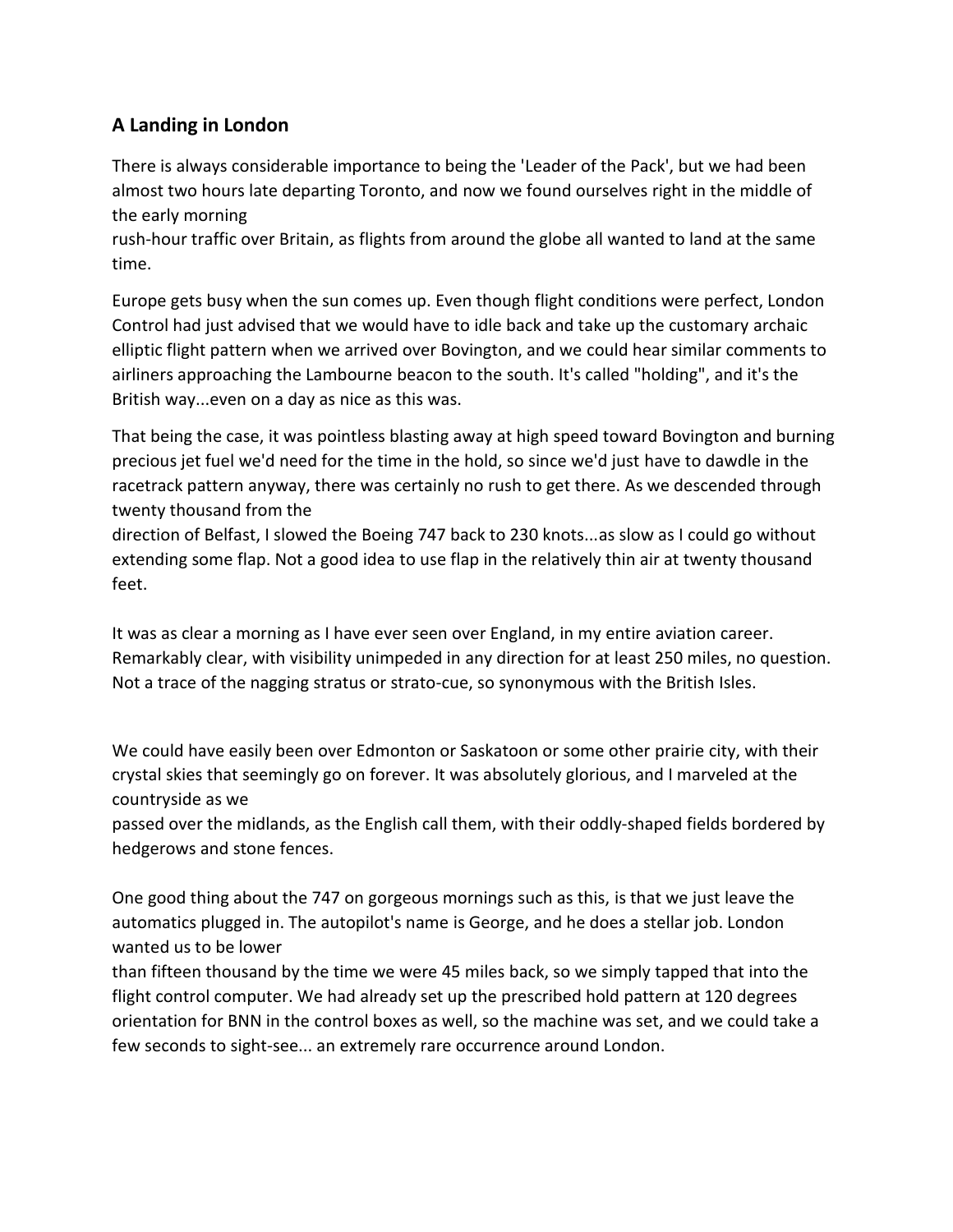### A Landing in London

There is always considerable importance to being the 'Leader of the Pack', but we had been almost two hours late departing Toronto, and now we found ourselves right in the middle of the early morning rush-hour traffic over Britain, as flights from around the globe all wanted to land at the same time.

Europe gets busy when the sun comes up. Even though flight conditions were perfect, London Control had just advised that we would have to idle back and take up the customary archaic elliptic flight pattern when we arrived over Bovington, and we could hear similar comments to airliners approaching the Lambourne beacon to the south. It's called "holding", and it's the British way...even on a day as nice as this was.

That being the case, it was pointless blasting away at high speed toward Bovington and burning precious jet fuel we'd need for the time in the hold, so since we'd just have to dawdle in the racetrack pattern anyway, there was certainly no rush to get there. As we descended through twenty thousand from the direction of Belfast, I slowed the Boeing 747 back to 230 knots...as slow as I could go without extending some flap. Not a good idea to use flap in the relatively thin air at twenty thousand feet.

It was as clear a morning as I have ever seen over England, in my entire aviation career. Remarkably clear, with visibility unimpeded in any direction for at least 250 miles, no question. Not a trace of the nagging stratus or strato-cue, so synonymous with the British Isles.

We could have easily been over Edmonton or Saskatoon or some other prairie city, with their crystal skies that seemingly go on forever. It was absolutely glorious, and I marveled at the countryside as we passed over the midlands, as the English call them, with their oddly-shaped fields bordered by hedgerows and stone fences.

One good thing about the 747 on gorgeous mornings such as this, is that we just leave the automatics plugged in. The autopilot's name is George, and he does a stellar job. London wanted us to be lower than fifteen thousand by the time we were 45 miles back, so we simply tapped that into the flight control computer. We had already set up the prescribed hold pattern at 120 degrees orientation for BNN in the control boxes as well, so the machine was set, and we could take a few seconds to sight-see... an extremely rare occurrence around London.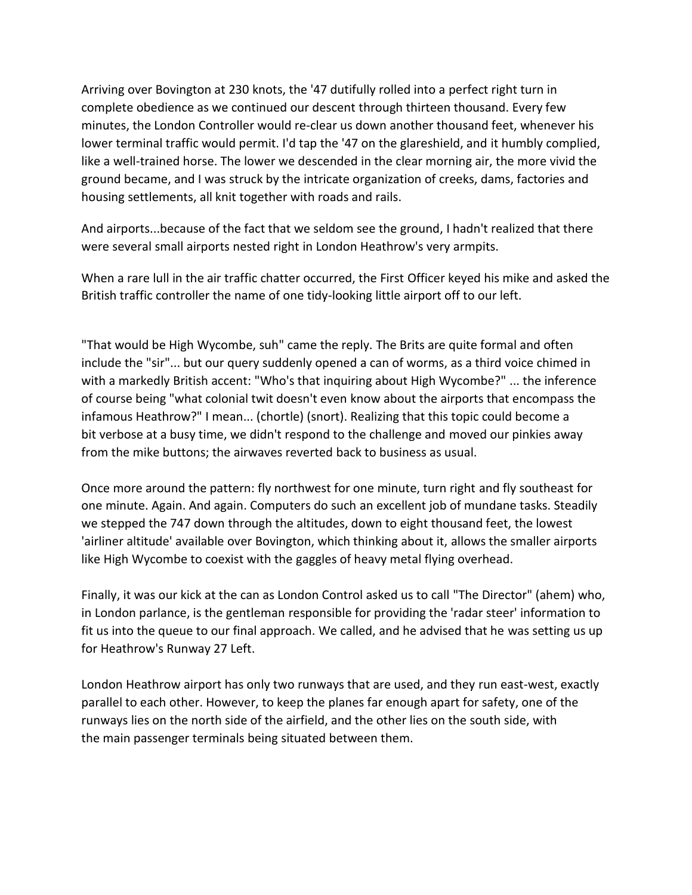Arriving over Bovington at 230 knots, the '47 dutifully rolled into a perfect right turn in complete obedience as we continued our descent through thirteen thousand. Every few minutes, the London Controller would re-clear us down another thousand feet, whenever his lower terminal traffic would permit. I'd tap the '47 on the glareshield, and it humbly complied, like a well-trained horse. The lower we descended in the clear morning air, the more vivid the ground became, and I was struck by the intricate organization of creeks, dams, factories and housing settlements, all knit together with roads and rails.

And airports...because of the fact that we seldom see the ground, I hadn't realized that there were several small airports nested right in London Heathrow's very armpits.

When a rare lull in the air traffic chatter occurred, the First Officer keyed his mike and asked the British traffic controller the name of one tidy-looking little airport off to our left.

"That would be High Wycombe, suh" came the reply. The Brits are quite formal and often include the "sir"... but our query suddenly opened a can of worms, as a third voice chimed in with a markedly British accent: "Who's that inquiring about High Wycombe?" ... the inference of course being "what colonial twit doesn't even know about the airports that encompass the infamous Heathrow?" I mean... (chortle) (snort). Realizing that this topic could become a bit verbose at a busy time, we didn't respond to the challenge and moved our pinkies away from the mike buttons; the airwaves reverted back to business as usual.

Once more around the pattern: fly northwest for one minute, turn right and fly southeast for one minute. Again. And again. Computers do such an excellent job of mundane tasks. Steadily we stepped the 747 down through the altitudes, down to eight thousand feet, the lowest 'airliner altitude' available over Bovington, which thinking about it, allows the smaller airports like High Wycombe to coexist with the gaggles of heavy metal flying overhead.

Finally, it was our kick at the can as London Control asked us to call "The Director" (ahem) who, in London parlance, is the gentleman responsible for providing the 'radar steer' information to fit us into the queue to our final approach. We called, and he advised that he was setting us up for Heathrow's Runway 27 Left.

London Heathrow airport has only two runways that are used, and they run east-west, exactly parallel to each other. However, to keep the planes far enough apart for safety, one of the runways lies on the north side of the airfield, and the other lies on the south side, with the main passenger terminals being situated between them.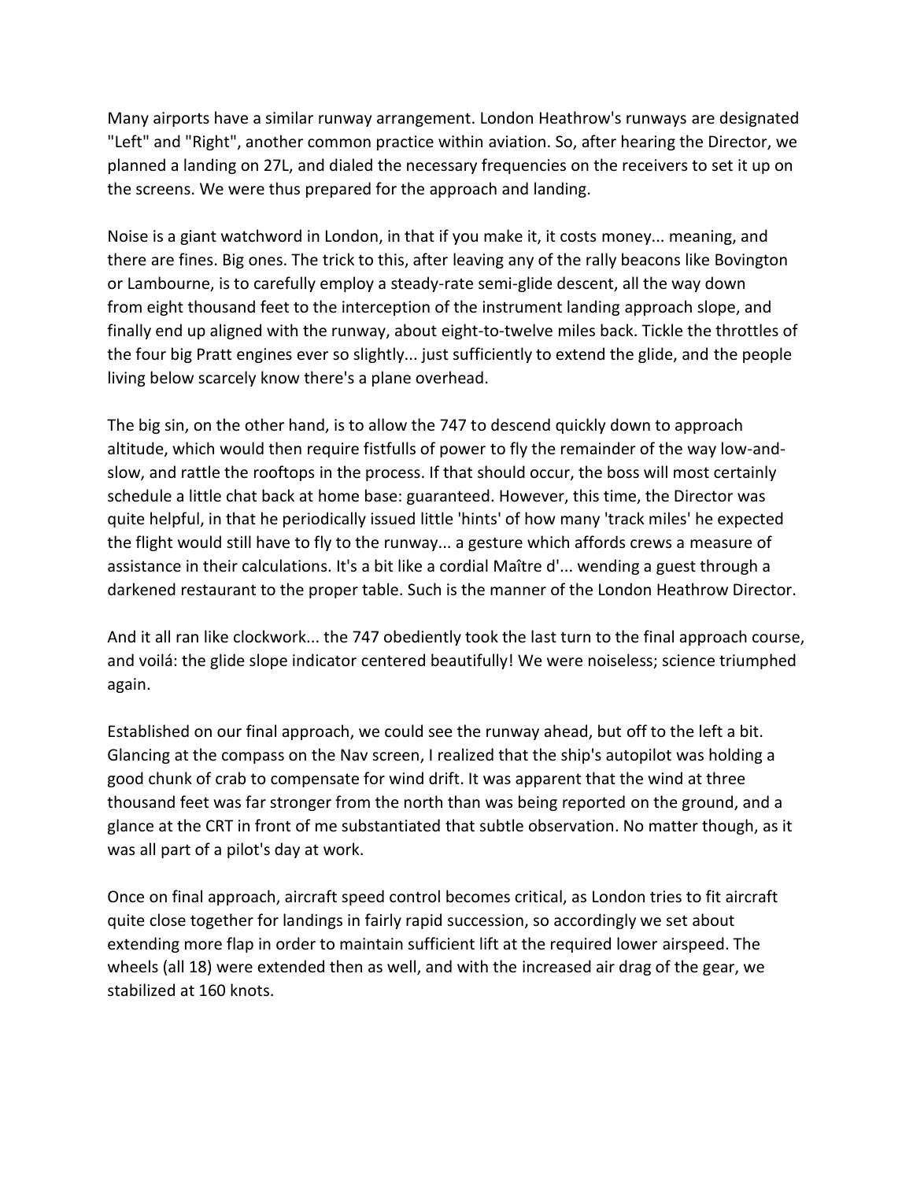Many airports have a similar runway arrangement. London Heathrow's runways are designated "Left" and "Right", another common practice within aviation. So, after hearing the Director, we planned a landing on 27L, and dialed the necessary frequencies on the receivers to set it up on the screens. We were thus prepared for the approach and landing.

Noise is a giant watchword in London, in that if you make it, it costs money... meaning, and there are fines. Big ones. The trick to this, after leaving any of the rally beacons like Bovington or Lambourne, is to carefully employ a steady-rate semi-glide descent, all the way down from eight thousand feet to the interception of the instrument landing approach slope, and finally end up aligned with the runway, about eight-to-twelve miles back. Tickle the throttles of the four big Pratt engines ever so slightly... just sufficiently to extend the glide, and the people living below scarcely know there's a plane overhead.

The big sin, on the other hand, is to allow the 747 to descend quickly down to approach altitude, which would then require fistfulls of power to fly the remainder of the way low-and-slow, and rattle the rooftops in the process. If that should occur, the boss will most certainly schedule a little chat back at home base: guaranteed. However, this time, the Director was quite helpful, in that he periodically issued little 'hints' of how many 'track miles' he expected the flight would still have to fly to the runway... a gesture which affords crews a measure of assistance in their calculations. It's a bit like a cordial Maître d'... wending a guest through a darkened restaurant to the proper table. Such is the manner of the London Heathrow Director.

And it all ran like clockwork... the 747 obediently took the last turn to the final approach course, and voilá: the glide slope indicator centered beautifully! We were noiseless; science triumphed again.

Established on our final approach, we could see the runway ahead, but off to the left a bit. Glancing at the compass on the Nav screen, I realized that the ship's autopilot was holding a good chunk of crab to compensate for wind drift. It was apparent that the wind at three thousand feet was far stronger from the north than was being reported on the ground, and a glance at the CRT in front of me substantiated that subtle observation. No matter though, as it was all part of a pilot's day at work.

Once on final approach, aircraft speed control becomes critical, as London tries to fit aircraft quite close together for landings in fairly rapid succession, so accordingly we set about extending more flap in order to maintain sufficient lift at the required lower airspeed. The wheels (all 18) were extended then as well, and with the increased air drag of the gear, we stabilized at 160 knots.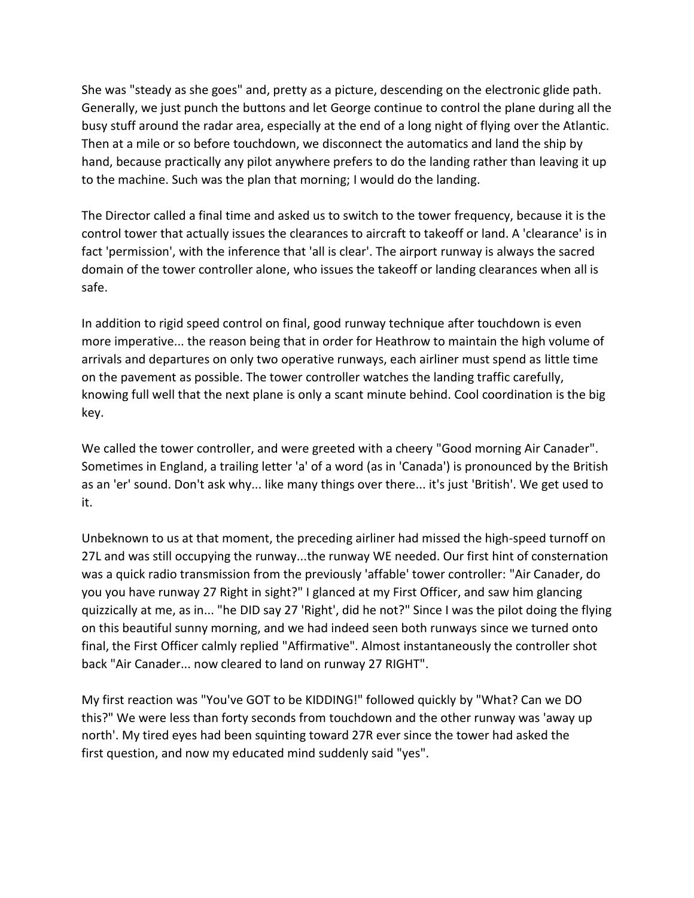She was "steady as she goes" and, pretty as a picture, descending on the electronic glide path. Generally, we just punch the buttons and let George continue to control the plane during all the busy stuff around the radar area, especially at the end of a long night of flying over the Atlantic. Then at a mile or so before touchdown, we disconnect the automatics and land the ship by hand, because practically any pilot anywhere prefers to do the landing rather than leaving it up to the machine. Such was the plan that morning; I would do the landing.

The Director called a final time and asked us to switch to the tower frequency, because it is the control tower that actually issues the clearances to aircraft to takeoff or land. A 'clearance' is in fact 'permission', with the inference that 'all is clear'. The airport runway is always the sacred domain of the tower controller alone, who issues the takeoff or landing clearances when all is safe.

In addition to rigid speed control on final, good runway technique after touchdown is even more imperative... the reason being that in order for Heathrow to maintain the high volume of arrivals and departures on only two operative runways, each airliner must spend as little time on the pavement as possible. The tower controller watches the landing traffic carefully, knowing full well that the next plane is only a scant minute behind. Cool coordination is the big key.

We called the tower controller, and were greeted with a cheery "Good morning Air Canader". Sometimes in England, a trailing letter 'a' of a word (as in 'Canada') is pronounced by the British as an 'er' sound. Don't ask why... like many things over there... it's just 'British'. We get used to it.

Unbeknown to us at that moment, the preceding airliner had missed the high-speed turnoff on 27L and was still occupying the runway...the runway WE needed. Our first hint of consternation was a quick radio transmission from the previously 'affable' tower controller: "Air Canader, do you you have runway 27 Right in sight?" I glanced at my First Officer, and saw him glancing quizzically at me, as in... "he DID say 27 'Right', did he not?" Since I was the pilot doing the flying on this beautiful sunny morning, and we had indeed seen both runways since we turned onto final, the First Officer calmly replied "Affirmative". Almost instantaneously the controller shot back "Air Canader... now cleared to land on runway 27 RIGHT".

My first reaction was "You've GOT to be KIDDING!" followed quickly by "What? Can we DO this?" We were less than forty seconds from touchdown and the other runway was 'away up north'. My tired eyes had been squinting toward 27R ever since the tower had asked the first question, and now my educated mind suddenly said "yes".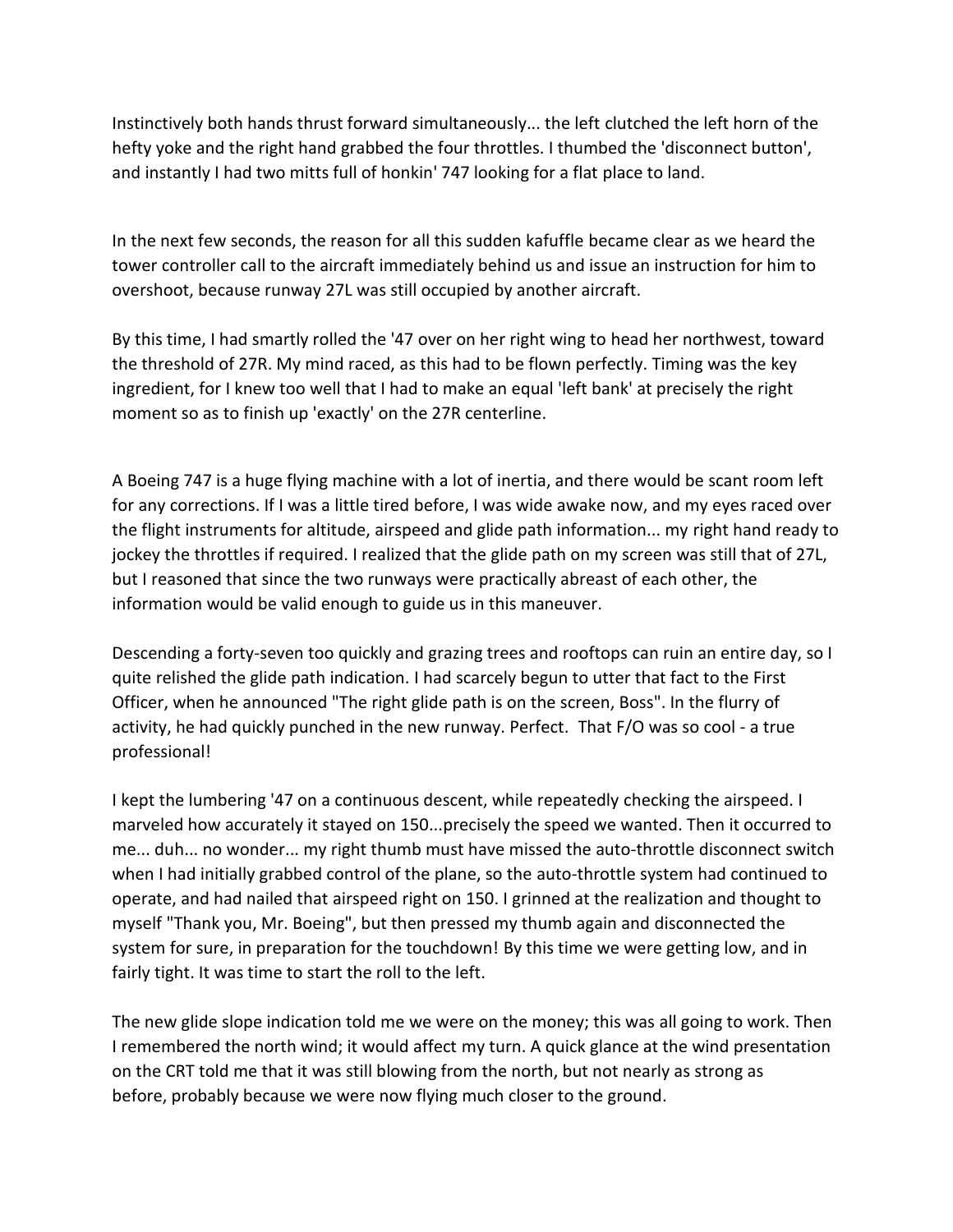Instinctively both hands thrust forward simultaneously... the left clutched the left horn of the hefty yoke and the right hand grabbed the four throttles. I thumbed the 'disconnect button', and instantly I had two mitts full of honkin' 747 looking for a flat place to land.

In the next few seconds, the reason for all this sudden kafuffle became clear as we heard the tower controller call to the aircraft immediately behind us and issue an instruction for him to overshoot, because runway 27L was still occupied by another aircraft.

By this time, I had smartly rolled the '47 over on her right wing to head her northwest, toward the threshold of 27R. My mind raced, as this had to be flown perfectly. Timing was the key ingredient, for I knew too well that I had to make an equal 'left bank' at precisely the right moment so as to finish up 'exactly' on the 27R centerline.

A Boeing 747 is a huge flying machine with a lot of inertia, and there would be scant room left for any corrections. If I was a little tired before, I was wide awake now, and my eyes raced over the flight instruments for altitude, airspeed and glide path information... my right hand ready to jockey the throttles if required. I realized that the glide path on my screen was still that of 27L, but I reasoned that since the two runways were practically abreast of each other, the information would be valid enough to guide us in this maneuver.

Descending a forty-seven too quickly and grazing trees and rooftops can ruin an entire day, so I quite relished the glide path indication. I had scarcely begun to utter that fact to the First Officer, when he announced "The right glide path is on the screen, Boss". In the flurry of activity, he had quickly punched in the new runway. Perfect. That F/O was so cool - a true professional!

I kept the lumbering '47 on a continuous descent, while repeatedly checking the airspeed. I marveled how accurately it stayed on 150...precisely the speed we wanted. Then it occurred to me... duh... no wonder... my right thumb must have missed the auto-throttle disconnect switch when I had initially grabbed control of the plane, so the auto-throttle system had continued to operate, and had nailed that airspeed right on 150. I grinned at the realization and thought to myself "Thank you, Mr. Boeing", but then pressed my thumb again and disconnected the system for sure, in preparation for the touchdown! By this time we were getting low, and in fairly tight. It was time to start the roll to the left.

The new glide slope indication told me we were on the money; this was all going to work. Then I remembered the north wind; it would affect my turn. A quick glance at the wind presentation on the CRT told me that it was still blowing from the north, but not nearly as strong as before, probably because we were now flying much closer to the ground.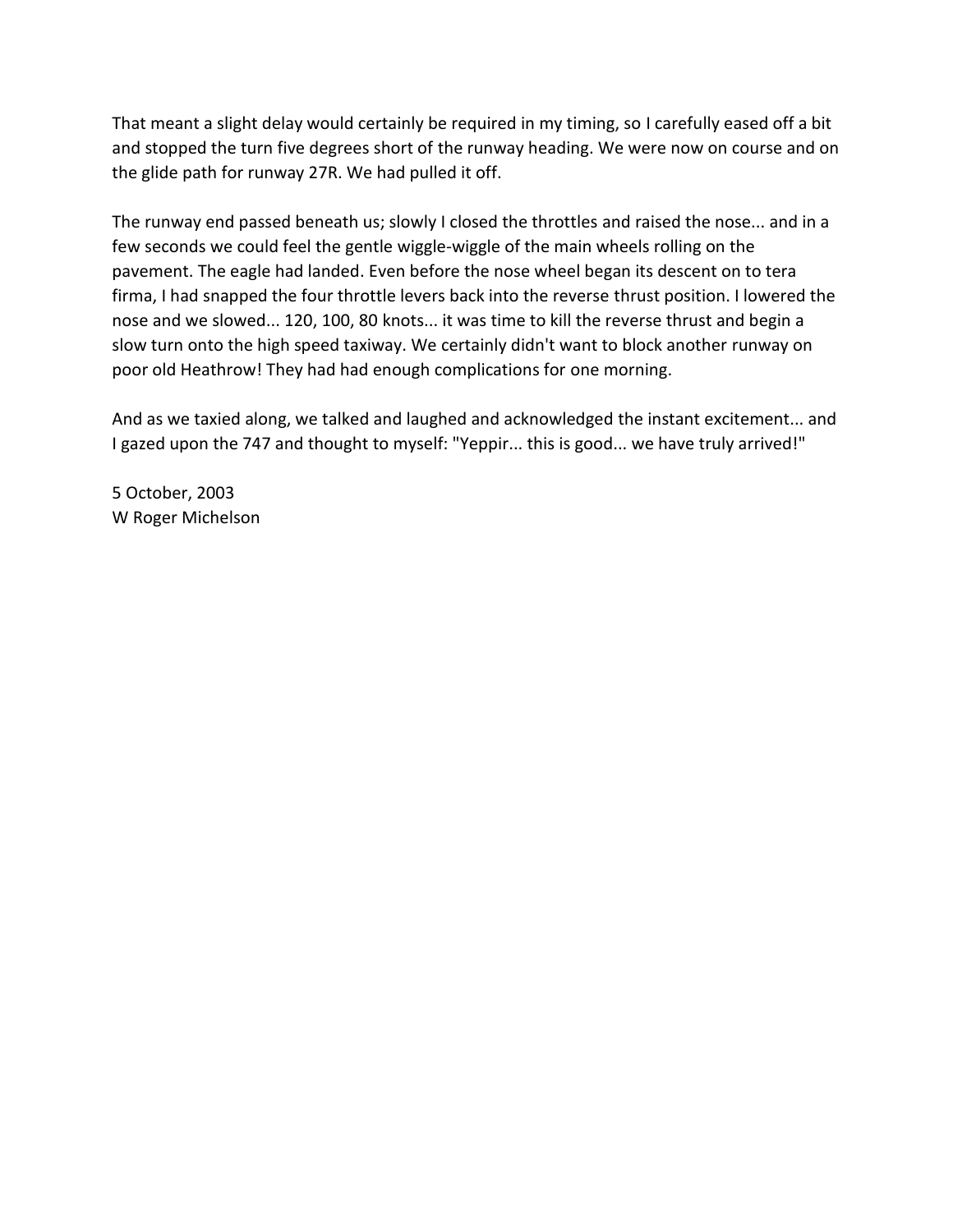That meant a slight delay would certainly be required in my timing, so I carefully eased off a bit and stopped the turn five degrees short of the runway heading. We were now on course and on the glide path for runway 27R. We had pulled it off.

The runway end passed beneath us; slowly I closed the throttles and raised the nose... and in a few seconds we could feel the gentle wiggle-wiggle of the main wheels rolling on the pavement. The eagle had landed. Even before the nose wheel began its descent on to tera firma, I had snapped the four throttle levers back into the reverse thrust position. I lowered the nose and we slowed... 120, 100, 80 knots... it was time to kill the reverse thrust and begin a slow turn onto the high speed taxiway. We certainly didn't want to block another runway on poor old Heathrow! They had had enough complications for one morning.

And as we taxied along, we talked and laughed and acknowledged the instant excitement... and I gazed upon the 747 and thought to myself: "Yeppir... this is good... we have truly arrived!"

5 October, 2003
W Roger Michelson